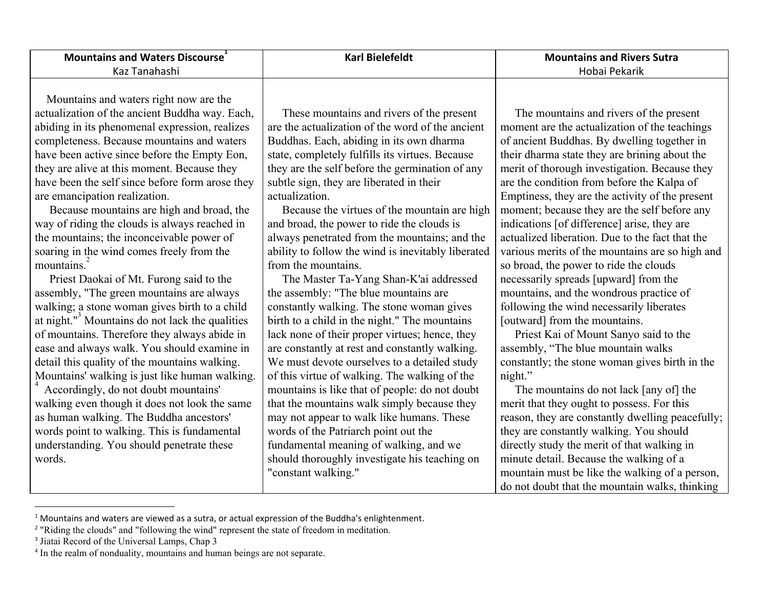| **Mountains and Waters Discourse**[1] Kaz Tanahashi | **Karl Bielefeldt** | **Mountains and Rivers Sutra** Hobai Pekarik |
|---|---|---|
| Mountains and waters right now are the actualization of the ancient Buddha way. Each, abiding in its phenomenal expression, realizes completeness. Because mountains and waters have been active since before the Empty Eon, they are alive at this moment. Because they have been the self since before form arose they are emancipation realization.<br>Because mountains are high and broad, the way of riding the clouds is always reached in the mountains; the inconceivable power of soaring in the wind comes freely from the mountains.[2]<br>Priest Daokai of Mt. Furong said to the assembly, "The green mountains are always walking; a stone woman gives birth to a child at night."[3] Mountains do not lack the qualities of mountains. Therefore they always abide in ease and always walk. You should examine in detail this quality of the mountains walking. Mountains' walking is just like human walking.[4] Accordingly, do not doubt mountains' walking even though it does not look the same as human walking. The Buddha ancestors' words point to walking. This is fundamental understanding. You should penetrate these words. | These mountains and rivers of the present are the actualization of the word of the ancient Buddhas. Each, abiding in its own dharma state, completely fulfills its virtues. Because they are the self before the germination of any subtle sign, they are liberated in their actualization.<br>Because the virtues of the mountain are high and broad, the power to ride the clouds is always penetrated from the mountains; and the ability to follow the wind is inevitably liberated from the mountains.<br>The Master Ta-Yang Shan-K'ai addressed the assembly: "The blue mountains are constantly walking. The stone woman gives birth to a child in the night." The mountains lack none of their proper virtues; hence, they are constantly at rest and constantly walking. We must devote ourselves to a detailed study of this virtue of walking. The walking of the mountains is like that of people: do not doubt that the mountains walk simply because they may not appear to walk like humans. These words of the Patriarch point out the fundamental meaning of walking, and we should thoroughly investigate his teaching on "constant walking." | The mountains and rivers of the present moment are the actualization of the teachings of ancient Buddhas. By dwelling together in their dharma state they are brining about the merit of thorough investigation. Because they are the condition from before the Kalpa of Emptiness, they are the activity of the present moment; because they are the self before any indications [of difference] arise, they are actualized liberation. Due to the fact that the various merits of the mountains are so high and so broad, the power to ride the clouds necessarily spreads [upward] from the mountains, and the wondrous practice of following the wind necessarily liberates [outward] from the mountains.<br>Priest Kai of Mount Sanyo said to the assembly, "The blue mountain walks constantly; the stone woman gives birth in the night."<br>The mountains do not lack [any of] the merit that they ought to possess. For this reason, they are constantly dwelling peacefully; they are constantly walking. You should directly study the merit of that walking in minute detail. Because the walking of a mountain must be like the walking of a person, do not doubt that the mountain walks, thinking |

[1] Mountains and waters are viewed as a sutra, or actual expression of the Buddha's enlightenment.
[2] "Riding the clouds" and "following the wind" represent the state of freedom in meditation.
[3] Jiatai Record of the Universal Lamps, Chap 3
[4] In the realm of nonduality, mountains and human beings are not separate.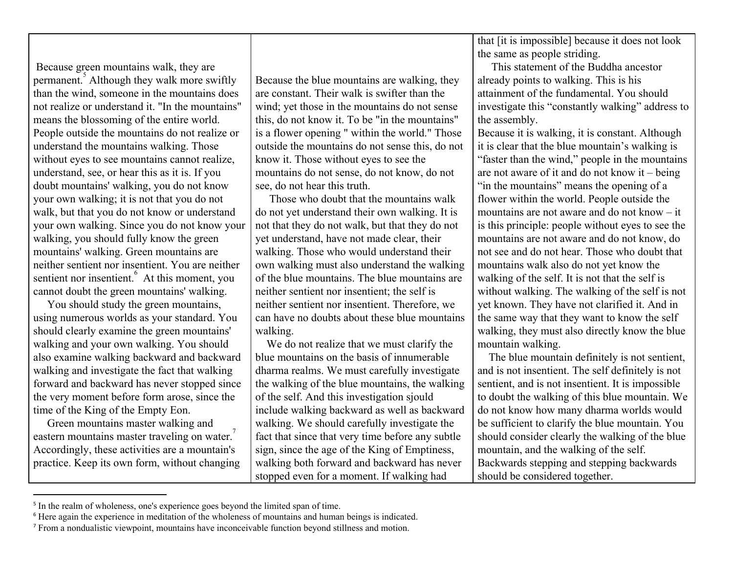| | | |
|---|---|---|
| Because green mountains walk, they are permanent.[5] Although they walk more swiftly than the wind, someone in the mountains does not realize or understand it. "In the mountains" means the blossoming of the entire world. People outside the mountains do not realize or understand the mountains walking. Those without eyes to see mountains cannot realize, understand, see, or hear this as it is. If you doubt mountains' walking, you do not know your own walking; it is not that you do not walk, but that you do not know or understand your own walking. Since you do not know your walking, you should fully know the green mountains' walking. Green mountains are neither sentient nor insentient. You are neither sentient nor insentient.[6] At this moment, you cannot doubt the green mountains' walking.<br><br>You should study the green mountains, using numerous worlds as your standard. You should clearly examine the green mountains' walking and your own walking. You should also examine walking backward and backward walking and investigate the fact that walking forward and backward has never stopped since the very moment before form arose, since the time of the King of the Empty Eon.<br><br>Green mountains master walking and eastern mountains master traveling on water.[7] Accordingly, these activities are a mountain's practice. Keep its own form, without changing | Because the blue mountains are walking, they are constant. Their walk is swifter than the wind; yet those in the mountains do not sense this, do not know it. To be "in the mountains" is a flower opening " within the world." Those outside the mountains do not sense this, do not know it. Those without eyes to see the mountains do not sense, do not know, do not see, do not hear this truth.<br><br>Those who doubt that the mountains walk do not yet understand their own walking. It is not that they do not walk, but that they do not yet understand, have not made clear, their walking. Those who would understand their own walking must also understand the walking of the blue mountains. The blue mountains are neither sentient nor insentient; the self is neither sentient nor insentient. Therefore, we can have no doubts about these blue mountains walking.<br><br>We do not realize that we must clarify the blue mountains on the basis of innumerable dharma realms. We must carefully investigate the walking of the blue mountains, the walking of the self. And this investigation sjould include walking backward as well as backward walking. We should carefully investigate the fact that since that very time before any subtle sign, since the age of the King of Emptiness, walking both forward and backward has never stopped even for a moment. If walking had | that [it is impossible] because it does not look the same as people striding.<br><br>This statement of the Buddha ancestor already points to walking. This is his attainment of the fundamental. You should investigate this "constantly walking" address to the assembly.<br><br>Because it is walking, it is constant. Although it is clear that the blue mountain's walking is "faster than the wind," people in the mountains are not aware of it and do not know it – being "in the mountains" means the opening of a flower within the world. People outside the mountains are not aware and do not know – it is this principle: people without eyes to see the mountains are not aware and do not know, do not see and do not hear. Those who doubt that mountains walk also do not yet know the walking of the self. It is not that the self is without walking. The walking of the self is not yet known. They have not clarified it. And in the same way that they want to know the self walking, they must also directly know the blue mountain walking.<br><br>The blue mountain definitely is not sentient, and is not insentient. The self definitely is not sentient, and is not insentient. It is impossible to doubt the walking of this blue mountain. We do not know how many dharma worlds would be sufficient to clarify the blue mountain. You should consider clearly the walking of the blue mountain, and the walking of the self. Backwards stepping and stepping backwards should be considered together. |

[5] In the realm of wholeness, one's experience goes beyond the limited span of time.

[6] Here again the experience in meditation of the wholeness of mountains and human beings is indicated.

[7] From a nondualistic viewpoint, mountains have inconceivable function beyond stillness and motion.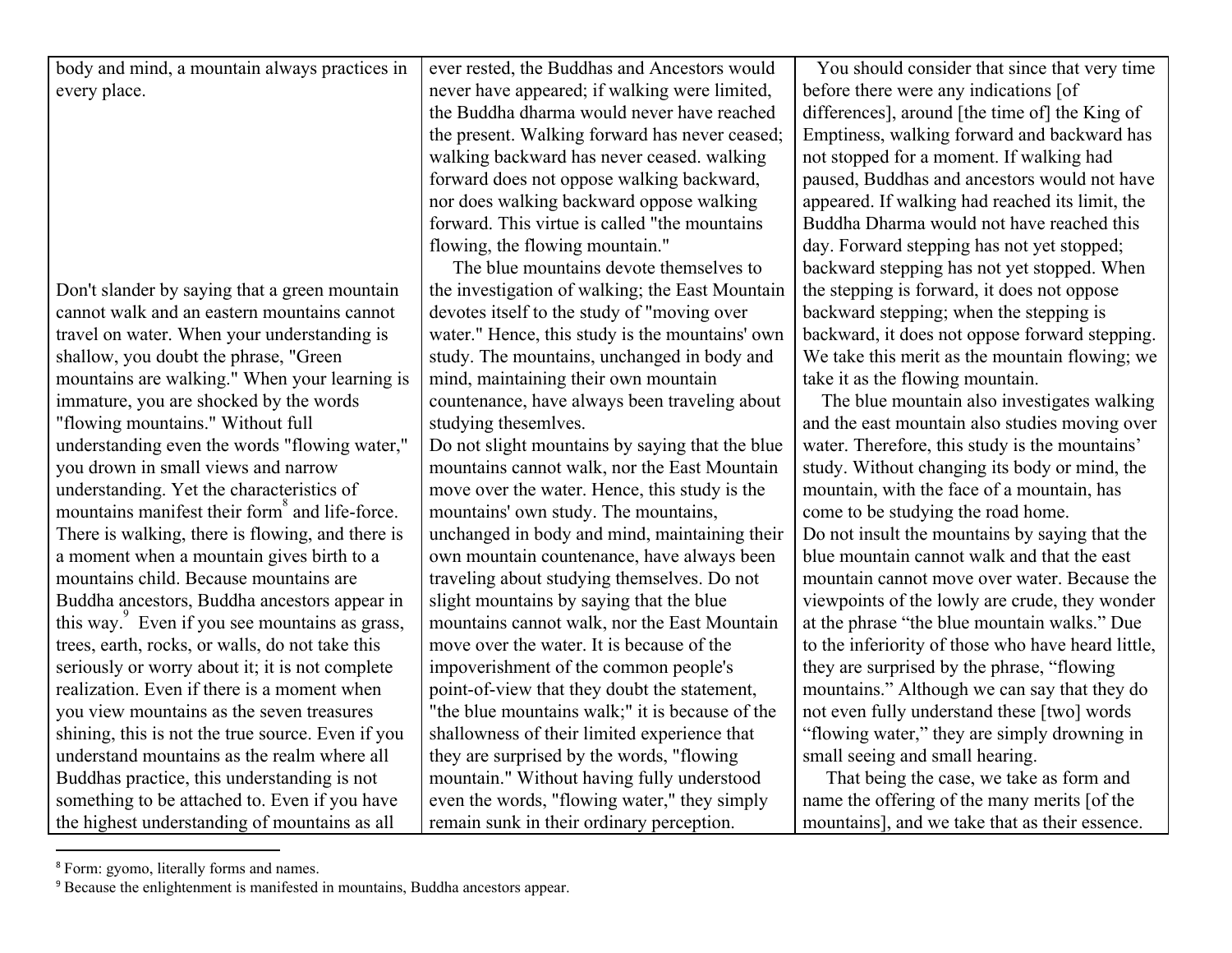| | | |
|---|---|---|
| body and mind, a mountain always practices in every place.<br><br>Don't slander by saying that a green mountain cannot walk and an eastern mountains cannot travel on water. When your understanding is shallow, you doubt the phrase, "Green mountains are walking." When your learning is immature, you are shocked by the words "flowing mountains." Without full understanding even the words "flowing water," you drown in small views and narrow understanding. Yet the characteristics of mountains manifest their form[8] and life-force. There is walking, there is flowing, and there is a moment when a mountain gives birth to a mountains child. Because mountains are Buddha ancestors, Buddha ancestors appear in this way.[9] Even if you see mountains as grass, trees, earth, rocks, or walls, do not take this seriously or worry about it; it is not complete realization. Even if there is a moment when you view mountains as the seven treasures shining, this is not the true source. Even if you understand mountains as the realm where all Buddhas practice, this understanding is not something to be attached to. Even if you have the highest understanding of mountains as all | ever rested, the Buddhas and Ancestors would never have appeared; if walking were limited, the Buddha dharma would never have reached the present. Walking forward has never ceased; walking backward has never ceased. walking forward does not oppose walking backward, nor does walking backward oppose walking forward. This virtue is called "the mountains flowing, the flowing mountain."<br>The blue mountains devote themselves to the investigation of walking; the East Mountain devotes itself to the study of "moving over water." Hence, this study is the mountains' own study. The mountains, unchanged in body and mind, maintaining their own mountain countenance, have always been traveling about studying thesemlves.<br>Do not slight mountains by saying that the blue mountains cannot walk, nor the East Mountain move over the water. Hence, this study is the mountains' own study. The mountains, unchanged in body and mind, maintaining their own mountain countenance, have always been traveling about studying themselves. Do not slight mountains by saying that the blue mountains cannot walk, nor the East Mountain move over the water. It is because of the impoverishment of the common people's point-of-view that they doubt the statement, "the blue mountains walk;" it is because of the shallowness of their limited experience that they are surprised by the words, "flowing mountain." Without having fully understood even the words, "flowing water," they simply remain sunk in their ordinary perception. | You should consider that since that very time before there were any indications [of differences], around [the time of] the King of Emptiness, walking forward and backward has not stopped for a moment. If walking had paused, Buddhas and ancestors would not have appeared. If walking had reached its limit, the Buddha Dharma would not have reached this day. Forward stepping has not yet stopped; backward stepping has not yet stopped. When the stepping is forward, it does not oppose backward stepping; when the stepping is backward, it does not oppose forward stepping. We take this merit as the mountain flowing; we take it as the flowing mountain.<br>The blue mountain also investigates walking and the east mountain also studies moving over water. Therefore, this study is the mountains' study. Without changing its body or mind, the mountain, with the face of a mountain, has come to be studying the road home.<br>Do not insult the mountains by saying that the blue mountain cannot walk and that the east mountain cannot move over water. Because the viewpoints of the lowly are crude, they wonder at the phrase "the blue mountain walks." Due to the inferiority of those who have heard little, they are surprised by the phrase, "flowing mountains." Although we can say that they do not even fully understand these [two] words "flowing water," they are simply drowning in small seeing and small hearing.<br>That being the case, we take as form and name the offering of the many merits [of the mountains], and we take that as their essence. |

[8] Form: gyomo, literally forms and names.

[9] Because the enlightenment is manifested in mountains, Buddha ancestors appear.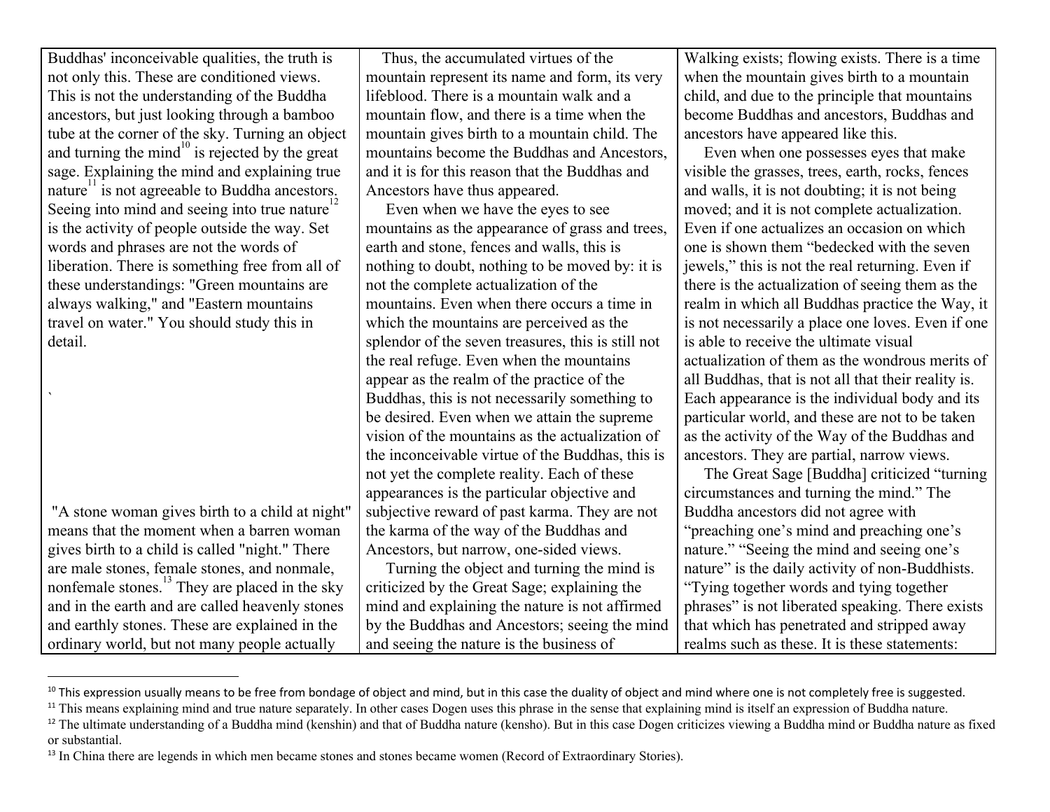Buddhas' inconceivable qualities, the truth is not only this. These are conditioned views. This is not the understanding of the Buddha ancestors, but just looking through a bamboo tube at the corner of the sky. Turning an object and turning the mind[10] is rejected by the great sage. Explaining the mind and explaining true nature[11] is not agreeable to Buddha ancestors. Seeing into mind and seeing into true nature[12] is the activity of people outside the way. Set words and phrases are not the words of liberation. There is something free from all of these understandings: "Green mountains are always walking," and "Eastern mountains travel on water." You should study this in detail.

`

"A stone woman gives birth to a child at night" means that the moment when a barren woman gives birth to a child is called "night." There are male stones, female stones, and nonmale, nonfemale stones.[13] They are placed in the sky and in the earth and are called heavenly stones and earthly stones. These are explained in the ordinary world, but not many people actually

Thus, the accumulated virtues of the mountain represent its name and form, its very lifeblood. There is a mountain walk and a mountain flow, and there is a time when the mountain gives birth to a mountain child. The mountains become the Buddhas and Ancestors, and it is for this reason that the Buddhas and Ancestors have thus appeared.

Even when we have the eyes to see mountains as the appearance of grass and trees, earth and stone, fences and walls, this is nothing to doubt, nothing to be moved by: it is not the complete actualization of the mountains. Even when there occurs a time in which the mountains are perceived as the splendor of the seven treasures, this is still not the real refuge. Even when the mountains appear as the realm of the practice of the Buddhas, this is not necessarily something to be desired. Even when we attain the supreme vision of the mountains as the actualization of the inconceivable virtue of the Buddhas, this is not yet the complete reality. Each of these appearances is the particular objective and subjective reward of past karma. They are not the karma of the way of the Buddhas and Ancestors, but narrow, one-sided views.

Turning the object and turning the mind is criticized by the Great Sage; explaining the mind and explaining the nature is not affirmed by the Buddhas and Ancestors; seeing the mind and seeing the nature is the business of

Walking exists; flowing exists. There is a time when the mountain gives birth to a mountain child, and due to the principle that mountains become Buddhas and ancestors, Buddhas and ancestors have appeared like this.

Even when one possesses eyes that make visible the grasses, trees, earth, rocks, fences and walls, it is not doubting; it is not being moved; and it is not complete actualization. Even if one actualizes an occasion on which one is shown them "bedecked with the seven jewels," this is not the real returning. Even if there is the actualization of seeing them as the realm in which all Buddhas practice the Way, it is not necessarily a place one loves. Even if one is able to receive the ultimate visual actualization of them as the wondrous merits of all Buddhas, that is not all that their reality is. Each appearance is the individual body and its particular world, and these are not to be taken as the activity of the Way of the Buddhas and ancestors. They are partial, narrow views.

The Great Sage [Buddha] criticized "turning circumstances and turning the mind." The Buddha ancestors did not agree with "preaching one's mind and preaching one's nature." "Seeing the mind and seeing one's nature" is the daily activity of non-Buddhists. "Tying together words and tying together phrases" is not liberated speaking. There exists that which has penetrated and stripped away realms such as these. It is these statements:

---

[10] This expression usually means to be free from bondage of object and mind, but in this case the duality of object and mind where one is not completely free is suggested.

[11] This means explaining mind and true nature separately. In other cases Dogen uses this phrase in the sense that explaining mind is itself an expression of Buddha nature.

[12] The ultimate understanding of a Buddha mind (kenshin) and that of Buddha nature (kensho). But in this case Dogen criticizes viewing a Buddha mind or Buddha nature as fixed or substantial.

[13] In China there are legends in which men became stones and stones became women (Record of Extraordinary Stories).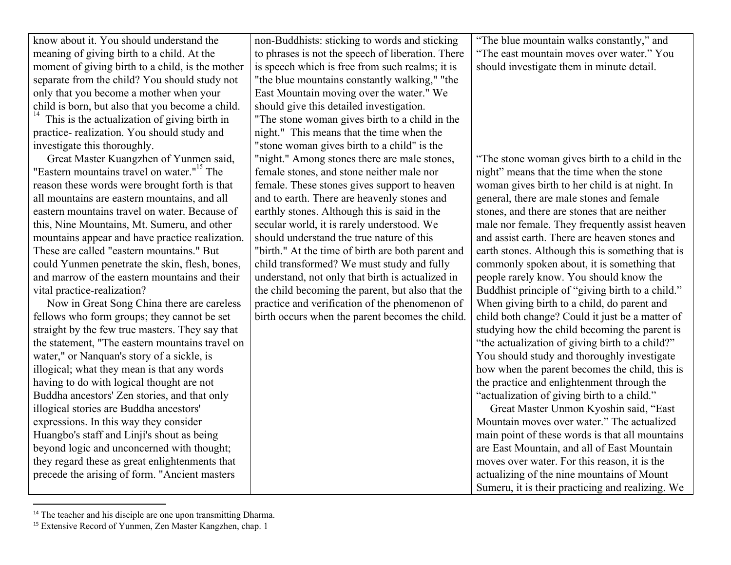| | | |
|---|---|---|
| know about it. You should understand the meaning of giving birth to a child. At the moment of giving birth to a child, is the mother separate from the child? You should study not only that you become a mother when your child is born, but also that you become a child.[14] This is the actualization of giving birth in practice- realization. You should study and investigate this thoroughly. | non-Buddhists: sticking to words and sticking to phrases is not the speech of liberation. There is speech which is free from such realms; it is "the blue mountains constantly walking," "the East Mountain moving over the water." We should give this detailed investigation. | "The blue mountain walks constantly," and "The east mountain moves over water." You should investigate them in minute detail. |
| Great Master Kuangzhen of Yunmen said, "Eastern mountains travel on water."[15] The reason these words were brought forth is that all mountains are eastern mountains, and all eastern mountains travel on water. Because of this, Nine Mountains, Mt. Sumeru, and other mountains appear and have practice realization. These are called "eastern mountains." But could Yunmen penetrate the skin, flesh, bones, and marrow of the eastern mountains and their vital practice-realization?<br><br>Now in Great Song China there are careless fellows who form groups; they cannot be set straight by the few true masters. They say that the statement, "The eastern mountains travel on water," or Nanquan's story of a sickle, is illogical; what they mean is that any words having to do with logical thought are not Buddha ancestors' Zen stories, and that only illogical stories are Buddha ancestors' expressions. In this way they consider Huangbo's staff and Linji's shout as being beyond logic and unconcerned with thought; they regard these as great enlightenments that precede the arising of form. "Ancient masters | "The stone woman gives birth to a child in the night." This means that the time when the "stone woman gives birth to a child" is the "night." Among stones there are male stones, female stones, and stone neither male nor female. These stones gives support to heaven and to earth. There are heavenly stones and earthly stones. Although this is said in the secular world, it is rarely understood. We should understand the true nature of this "birth." At the time of birth are both parent and child transformed? We must study and fully understand, not only that birth is actualized in the child becoming the parent, but also that the practice and verification of the phenomenon of birth occurs when the parent becomes the child. | "The stone woman gives birth to a child in the night" means that the time when the stone woman gives birth to her child is at night. In general, there are male stones and female stones, and there are stones that are neither male nor female. They frequently assist heaven and assist earth. There are heaven stones and earth stones. Although this is something that is commonly spoken about, it is something that people rarely know. You should know the Buddhist principle of "giving birth to a child." When giving birth to a child, do parent and child both change? Could it just be a matter of studying how the child becoming the parent is "the actualization of giving birth to a child?" You should study and thoroughly investigate how when the parent becomes the child, this is the practice and enlightenment through the "actualization of giving birth to a child."<br><br>Great Master Unmon Kyoshin said, "East Mountain moves over water." The actualized main point of these words is that all mountains are East Mountain, and all of East Mountain moves over water. For this reason, it is the actualizing of the nine mountains of Mount Sumeru, it is their practicing and realizing. We |

[14] The teacher and his disciple are one upon transmitting Dharma.

[15] Extensive Record of Yunmen, Zen Master Kangzhen, chap. 1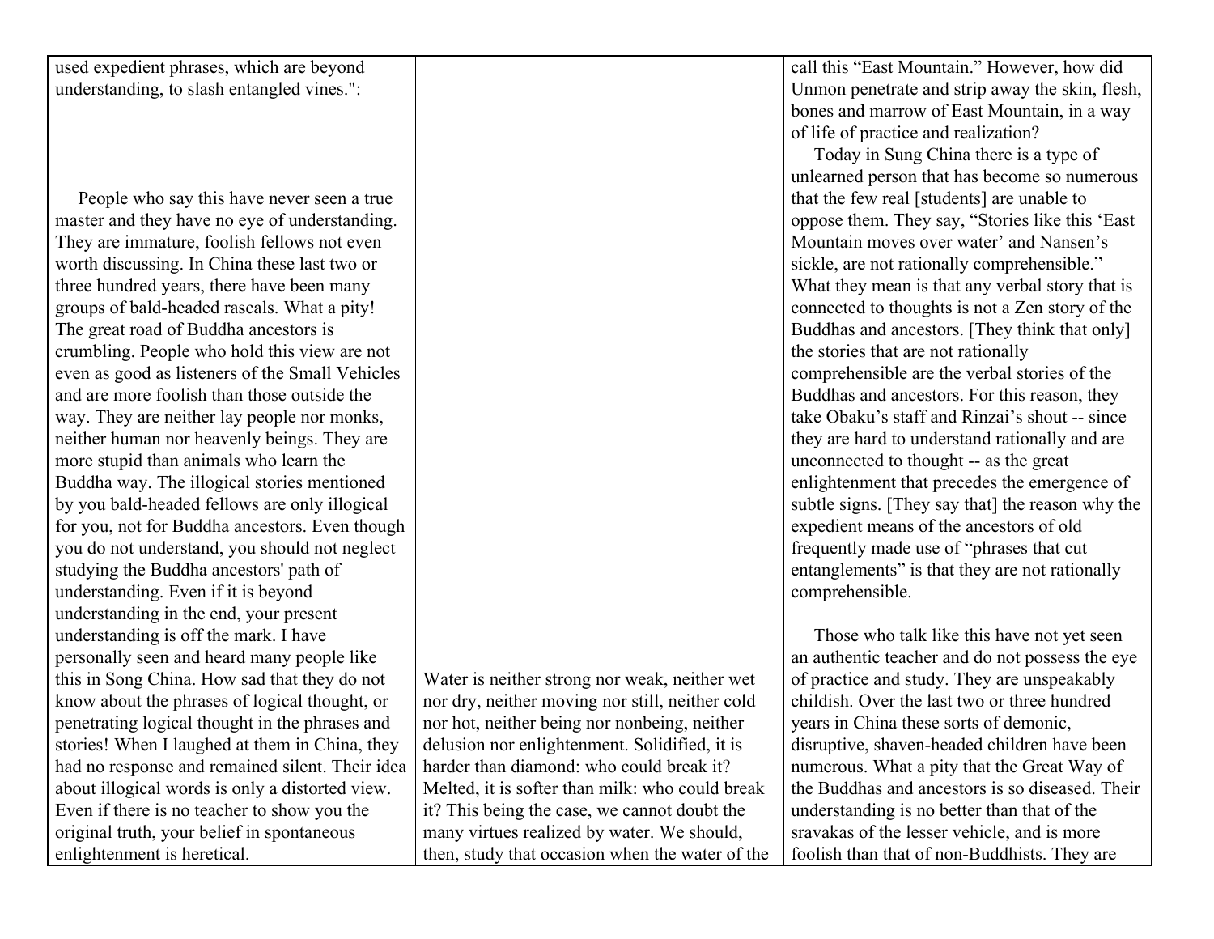| | | |
|---|---|---|
| used expedient phrases, which are beyond understanding, to slash entangled vines.":<br><br>People who say this have never seen a true master and they have no eye of understanding. They are immature, foolish fellows not even worth discussing. In China these last two or three hundred years, there have been many groups of bald-headed rascals. What a pity! The great road of Buddha ancestors is crumbling. People who hold this view are not even as good as listeners of the Small Vehicles and are more foolish than those outside the way. They are neither lay people nor monks, neither human nor heavenly beings. They are more stupid than animals who learn the Buddha way. The illogical stories mentioned by you bald-headed fellows are only illogical for you, not for Buddha ancestors. Even though you do not understand, you should not neglect studying the Buddha ancestors' path of understanding. Even if it is beyond understanding in the end, your present understanding is off the mark. I have personally seen and heard many people like this in Song China. How sad that they do not know about the phrases of logical thought, or penetrating logical thought in the phrases and stories! When I laughed at them in China, they had no response and remained silent. Their idea about illogical words is only a distorted view. Even if there is no teacher to show you the original truth, your belief in spontaneous enlightenment is heretical. | Water is neither strong nor weak, neither wet nor dry, neither moving nor still, neither cold nor hot, neither being nor nonbeing, neither delusion nor enlightenment. Solidified, it is harder than diamond: who could break it? Melted, it is softer than milk: who could break it? This being the case, we cannot doubt the many virtues realized by water. We should, then, study that occasion when the water of the | call this "East Mountain." However, how did Unmon penetrate and strip away the skin, flesh, bones and marrow of East Mountain, in a way of life of practice and realization?<br><br>Today in Sung China there is a type of unlearned person that has become so numerous that the few real [students] are unable to oppose them. They say, "Stories like this 'East Mountain moves over water' and Nansen's sickle, are not rationally comprehensible." What they mean is that any verbal story that is connected to thoughts is not a Zen story of the Buddhas and ancestors. [They think that only] the stories that are not rationally comprehensible are the verbal stories of the Buddhas and ancestors. For this reason, they take Obaku's staff and Rinzai's shout -- since they are hard to understand rationally and are unconnected to thought -- as the great enlightenment that precedes the emergence of subtle signs. [They say that] the reason why the expedient means of the ancestors of old frequently made use of "phrases that cut entanglements" is that they are not rationally comprehensible.<br><br>Those who talk like this have not yet seen an authentic teacher and do not possess the eye of practice and study. They are unspeakably childish. Over the last two or three hundred years in China these sorts of demonic, disruptive, shaven-headed children have been numerous. What a pity that the Great Way of the Buddhas and ancestors is so diseased. Their understanding is no better than that of the sravakas of the lesser vehicle, and is more foolish than that of non-Buddhists. They are |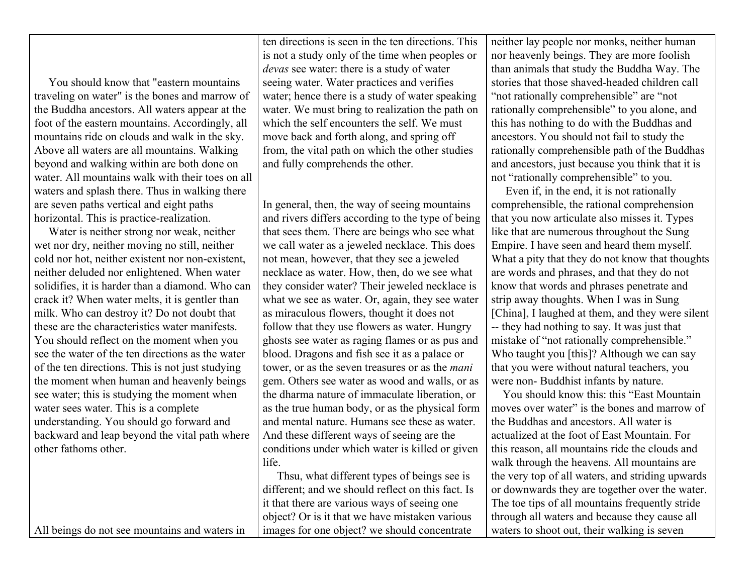You should know that "eastern mountains traveling on water" is the bones and marrow of the Buddha ancestors. All waters appear at the foot of the eastern mountains. Accordingly, all mountains ride on clouds and walk in the sky. Above all waters are all mountains. Walking beyond and walking within are both done on water. All mountains walk with their toes on all waters and splash there. Thus in walking there are seven paths vertical and eight paths horizontal. This is practice-realization.

Water is neither strong nor weak, neither wet nor dry, neither moving no still, neither cold nor hot, neither existent nor non-existent, neither deluded nor enlightened. When water solidifies, it is harder than a diamond. Who can crack it? When water melts, it is gentler than milk. Who can destroy it? Do not doubt that these are the characteristics water manifests. You should reflect on the moment when you see the water of the ten directions as the water of the ten directions. This is not just studying the moment when human and heavenly beings see water; this is studying the moment when water sees water. This is a complete understanding. You should go forward and backward and leap beyond the vital path where other fathoms other.

All beings do not see mountains and waters in ten directions is seen in the ten directions. This is not a study only of the time when peoples or *devas* see water: there is a study of water seeing water. Water practices and verifies water; hence there is a study of water speaking water. We must bring to realization the path on which the self encounters the self. We must move back and forth along, and spring off from, the vital path on which the other studies and fully comprehends the other.

In general, then, the way of seeing mountains and rivers differs according to the type of being that sees them. There are beings who see what we call water as a jeweled necklace. This does not mean, however, that they see a jeweled necklace as water. How, then, do we see what they consider water? Their jeweled necklace is what we see as water. Or, again, they see water as miraculous flowers, thought it does not follow that they use flowers as water. Hungry ghosts see water as raging flames or as pus and blood. Dragons and fish see it as a palace or tower, or as the seven treasures or as the *mani* gem. Others see water as wood and walls, or as the dharma nature of immaculate liberation, or as the true human body, or as the physical form and mental nature. Humans see these as water. And these different ways of seeing are the conditions under which water is killed or given life.

Thsu, what different types of beings see is different; and we should reflect on this fact. Is it that there are various ways of seeing one object? Or is it that we have mistaken various images for one object? we should concentrate

neither lay people nor monks, neither human nor heavenly beings. They are more foolish than animals that study the Buddha Way. The stories that those shaved-headed children call "not rationally comprehensible" are "not rationally comprehensible" to you alone, and this has nothing to do with the Buddhas and ancestors. You should not fail to study the rationally comprehensible path of the Buddhas and ancestors, just because you think that it is not "rationally comprehensible" to you.

Even if, in the end, it is not rationally comprehensible, the rational comprehension that you now articulate also misses it. Types like that are numerous throughout the Sung Empire. I have seen and heard them myself. What a pity that they do not know that thoughts are words and phrases, and that they do not know that words and phrases penetrate and strip away thoughts. When I was in Sung [China], I laughed at them, and they were silent -- they had nothing to say. It was just that mistake of "not rationally comprehensible." Who taught you [this]? Although we can say that you were without natural teachers, you were non- Buddhist infants by nature.

You should know this: this "East Mountain moves over water" is the bones and marrow of the Buddhas and ancestors. All water is actualized at the foot of East Mountain. For this reason, all mountains ride the clouds and walk through the heavens. All mountains are the very top of all waters, and striding upwards or downwards they are together over the water. The toe tips of all mountains frequently stride through all waters and because they cause all waters to shoot out, their walking is seven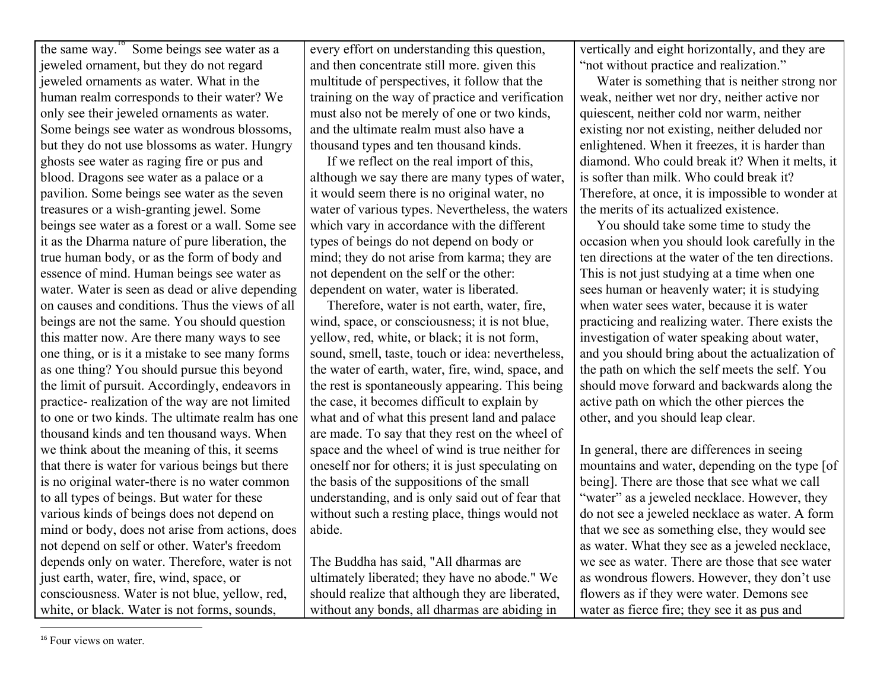the same way.[16] Some beings see water as a jeweled ornament, but they do not regard jeweled ornaments as water. What in the human realm corresponds to their water? We only see their jeweled ornaments as water. Some beings see water as wondrous blossoms, but they do not use blossoms as water. Hungry ghosts see water as raging fire or pus and blood. Dragons see water as a palace or a pavilion. Some beings see water as the seven treasures or a wish-granting jewel. Some beings see water as a forest or a wall. Some see it as the Dharma nature of pure liberation, the true human body, or as the form of body and essence of mind. Human beings see water as water. Water is seen as dead or alive depending on causes and conditions. Thus the views of all beings are not the same. You should question this matter now. Are there many ways to see one thing, or is it a mistake to see many forms as one thing? You should pursue this beyond the limit of pursuit. Accordingly, endeavors in practice- realization of the way are not limited to one or two kinds. The ultimate realm has one thousand kinds and ten thousand ways. When we think about the meaning of this, it seems that there is water for various beings but there is no original water-there is no water common to all types of beings. But water for these various kinds of beings does not depend on mind or body, does not arise from actions, does not depend on self or other. Water's freedom depends only on water. Therefore, water is not just earth, water, fire, wind, space, or consciousness. Water is not blue, yellow, red, white, or black. Water is not forms, sounds,

every effort on understanding this question, and then concentrate still more. given this multitude of perspectives, it follow that the training on the way of practice and verification must also not be merely of one or two kinds, and the ultimate realm must also have a thousand types and ten thousand kinds.

If we reflect on the real import of this, although we say there are many types of water, it would seem there is no original water, no water of various types. Nevertheless, the waters which vary in accordance with the different types of beings do not depend on body or mind; they do not arise from karma; they are not dependent on the self or the other: dependent on water, water is liberated.

Therefore, water is not earth, water, fire, wind, space, or consciousness; it is not blue, yellow, red, white, or black; it is not form, sound, smell, taste, touch or idea: nevertheless, the water of earth, water, fire, wind, space, and the rest is spontaneously appearing. This being the case, it becomes difficult to explain by what and of what this present land and palace are made. To say that they rest on the wheel of space and the wheel of wind is true neither for oneself nor for others; it is just speculating on the basis of the suppositions of the small understanding, and is only said out of fear that without such a resting place, things would not abide.

The Buddha has said, "All dharmas are ultimately liberated; they have no abode." We should realize that although they are liberated, without any bonds, all dharmas are abiding in

vertically and eight horizontally, and they are "not without practice and realization."

Water is something that is neither strong nor weak, neither wet nor dry, neither active nor quiescent, neither cold nor warm, neither existing nor not existing, neither deluded nor enlightened. When it freezes, it is harder than diamond. Who could break it? When it melts, it is softer than milk. Who could break it? Therefore, at once, it is impossible to wonder at the merits of its actualized existence.

You should take some time to study the occasion when you should look carefully in the ten directions at the water of the ten directions. This is not just studying at a time when one sees human or heavenly water; it is studying when water sees water, because it is water practicing and realizing water. There exists the investigation of water speaking about water, and you should bring about the actualization of the path on which the self meets the self. You should move forward and backwards along the active path on which the other pierces the other, and you should leap clear.

In general, there are differences in seeing mountains and water, depending on the type [of being]. There are those that see what we call "water" as a jeweled necklace. However, they do not see a jeweled necklace as water. A form that we see as something else, they would see as water. What they see as a jeweled necklace, we see as water. There are those that see water as wondrous flowers. However, they don't use flowers as if they were water. Demons see water as fierce fire; they see it as pus and

[16] Four views on water.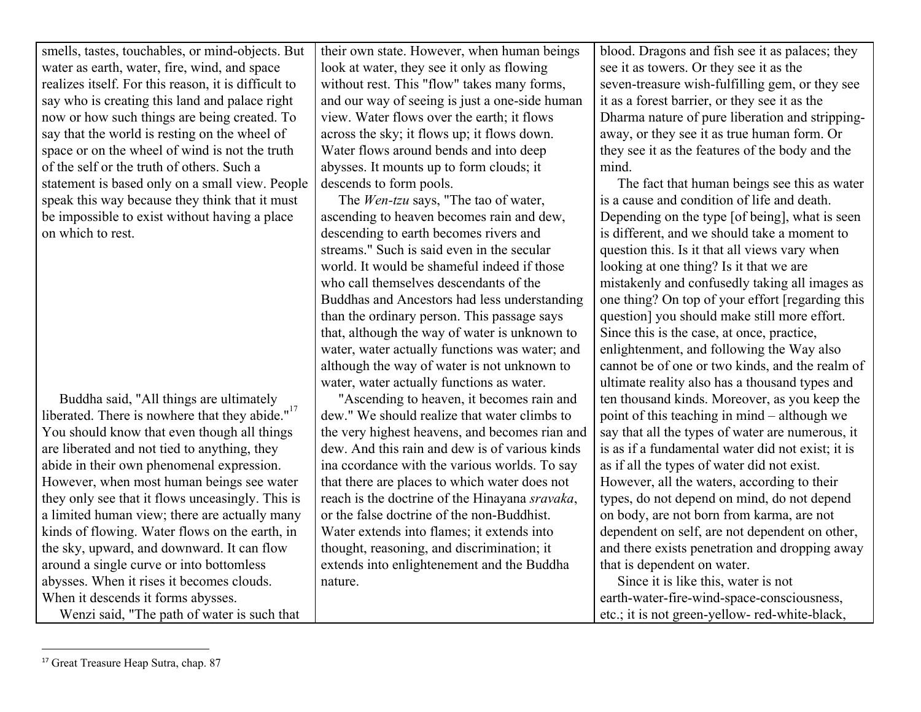| | | |
|---|---|---|
| smells, tastes, touchables, or mind-objects. But water as earth, water, fire, wind, and space realizes itself. For this reason, it is difficult to say who is creating this land and palace right now or how such things are being created. To say that the world is resting on the wheel of space or on the wheel of wind is not the truth of the self or the truth of others. Such a statement is based only on a small view. People speak this way because they think that it must be impossible to exist without having a place on which to rest.<br><br>Buddha said, "All things are ultimately liberated. There is nowhere that they abide."[17] You should know that even though all things are liberated and not tied to anything, they abide in their own phenomenal expression. However, when most human beings see water they only see that it flows unceasingly. This is a limited human view; there are actually many kinds of flowing. Water flows on the earth, in the sky, upward, and downward. It can flow around a single curve or into bottomless abysses. When it rises it becomes clouds. When it descends it forms abysses.<br><br>Wenzi said, "The path of water is such that | their own state. However, when human beings look at water, they see it only as flowing without rest. This "flow" takes many forms, and our way of seeing is just a one-side human view. Water flows over the earth; it flows across the sky; it flows up; it flows down. Water flows around bends and into deep abysses. It mounts up to form clouds; it descends to form pools.<br><br>The *Wen-tzu* says, "The tao of water, ascending to heaven becomes rain and dew, descending to earth becomes rivers and streams." Such is said even in the secular world. It would be shameful indeed if those who call themselves descendants of the Buddhas and Ancestors had less understanding than the ordinary person. This passage says that, although the way of water is unknown to water, water actually functions was water; and although the way of water is not unknown to water, water actually functions as water.<br><br>"Ascending to heaven, it becomes rain and dew." We should realize that water climbs to the very highest heavens, and becomes rian and dew. And this rain and dew is of various kinds ina ccordance with the various worlds. To say that there are places to which water does not reach is the doctrine of the Hinayana *sravaka*, or the false doctrine of the non-Buddhist. Water extends into flames; it extends into thought, reasoning, and discrimination; it extends into enlightenement and the Buddha nature. | blood. Dragons and fish see it as palaces; they see it as towers. Or they see it as the seven-treasure wish-fulfilling gem, or they see it as a forest barrier, or they see it as the Dharma nature of pure liberation and stripping-away, or they see it as true human form. Or they see it as the features of the body and the mind.<br><br>The fact that human beings see this as water is a cause and condition of life and death. Depending on the type [of being], what is seen is different, and we should take a moment to question this. Is it that all views vary when looking at one thing? Is it that we are mistakenly and confusedly taking all images as one thing? On top of your effort [regarding this question] you should make still more effort. Since this is the case, at once, practice, enlightenment, and following the Way also cannot be of one or two kinds, and the realm of ultimate reality also has a thousand types and ten thousand kinds. Moreover, as you keep the point of this teaching in mind – although we say that all the types of water are numerous, it is as if a fundamental water did not exist; it is as if all the types of water did not exist. However, all the waters, according to their types, do not depend on mind, do not depend on body, are not born from karma, are not dependent on self, are not dependent on other, and there exists penetration and dropping away that is dependent on water.<br><br>Since it is like this, water is not earth-water-fire-wind-space-consciousness, etc.; it is not green-yellow- red-white-black, |

[17] Great Treasure Heap Sutra, chap. 87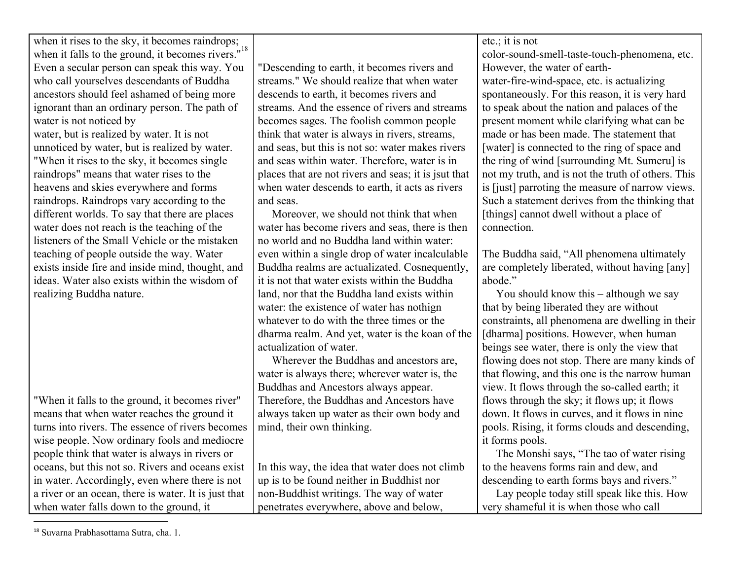| | | |
|---|---|---|
| when it rises to the sky, it becomes raindrops; when it falls to the ground, it becomes rivers."[18] Even a secular person can speak this way. You who call yourselves descendants of Buddha ancestors should feel ashamed of being more ignorant than an ordinary person. The path of water is not noticed by water, but is realized by water. It is not unnoticed by water, but is realized by water. "When it rises to the sky, it becomes single raindrops" means that water rises to the heavens and skies everywhere and forms raindrops. Raindrops vary according to the different worlds. To say that there are places water does not reach is the teaching of the listeners of the Small Vehicle or the mistaken teaching of people outside the way. Water exists inside fire and inside mind, thought, and ideas. Water also exists within the wisdom of realizing Buddha nature. | "Descending to earth, it becomes rivers and streams." We should realize that when water descends to earth, it becomes rivers and streams. And the essence of rivers and streams becomes sages. The foolish common people think that water is always in rivers, streams, and seas, but this is not so: water makes rivers and seas within water. Therefore, water is in places that are not rivers and seas; it is jsut that when water descends to earth, it acts as rivers and seas.<br><br>Moreover, we should not think that when water has become rivers and seas, there is then no world and no Buddha land within water: even within a single drop of water incalculable Buddha realms are actualizated. Cosnequently, it is not that water exists within the Buddha land, nor that the Buddha land exists within water: the existence of water has nothign whatever to do with the three times or the dharma realm. And yet, water is the koan of the actualization of water. | etc.; it is not color-sound-smell-taste-touch-phenomena, etc. However, the water of earth-water-fire-wind-space, etc. is actualizing spontaneously. For this reason, it is very hard to speak about the nation and palaces of the present moment while clarifying what can be made or has been made. The statement that [water] is connected to the ring of space and the ring of wind [surrounding Mt. Sumeru] is not my truth, and is not the truth of others. This is [just] parroting the measure of narrow views. Such a statement derives from the thinking that [things] cannot dwell without a place of connection. |
| "When it falls to the ground, it becomes river" means that when water reaches the ground it turns into rivers. The essence of rivers becomes wise people. Now ordinary fools and mediocre people think that water is always in rivers or oceans, but this not so. Rivers and oceans exist in water. Accordingly, even where there is not a river or an ocean, there is water. It is just that when water falls down to the ground, it | Wherever the Buddhas and ancestors are, water is always there; wherever water is, the Buddhas and Ancestors always appear. Therefore, the Buddhas and Ancestors have always taken up water as their own body and mind, their own thinking.<br><br>In this way, the idea that water does not climb up is to be found neither in Buddhist nor non-Buddhist writings. The way of water penetrates everywhere, above and below, | The Buddha said, "All phenomena ultimately are completely liberated, without having [any] abode."<br><br>You should know this – although we say that by being liberated they are without constraints, all phenomena are dwelling in their [dharma] positions. However, when human beings see water, there is only the view that flowing does not stop. There are many kinds of that flowing, and this one is the narrow human view. It flows through the so-called earth; it flows through the sky; it flows up; it flows down. It flows in curves, and it flows in nine pools. Rising, it forms clouds and descending, it forms pools.<br><br>The Monshi says, "The tao of water rising to the heavens forms rain and dew, and descending to earth forms bays and rivers."<br><br>Lay people today still speak like this. How very shameful it is when those who call |

[18] Suvarna Prabhasottama Sutra, cha. 1.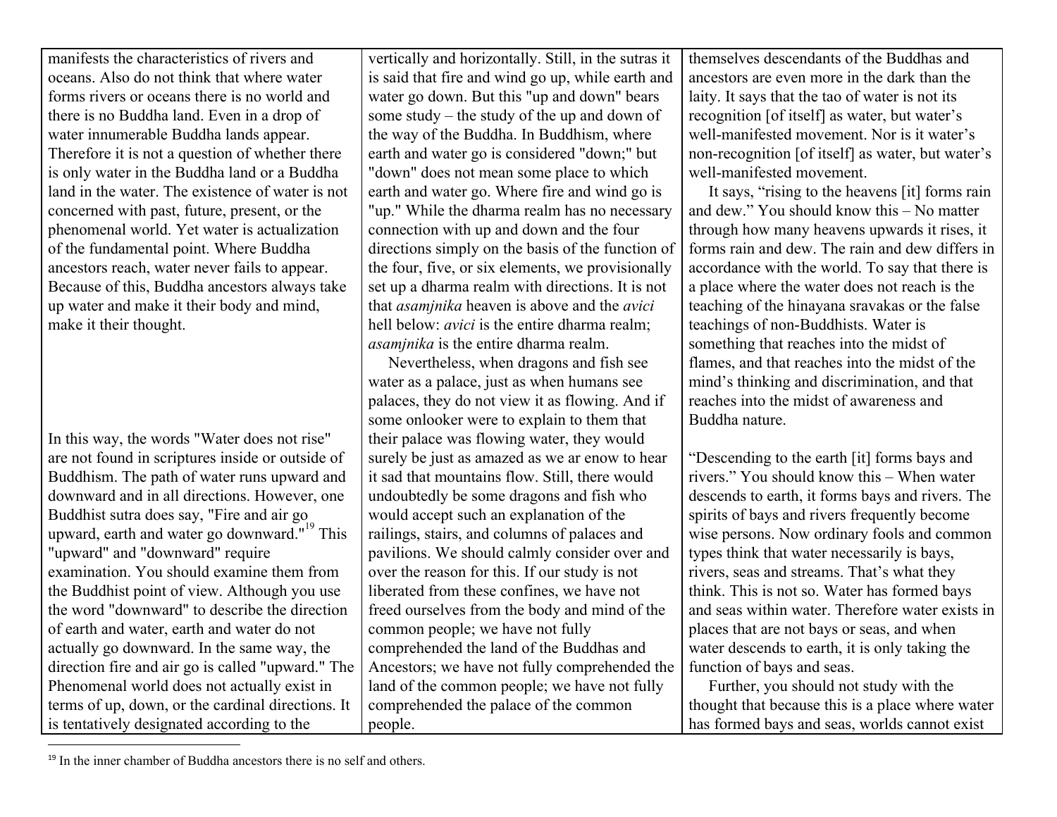manifests the characteristics of rivers and oceans. Also do not think that where water forms rivers or oceans there is no world and there is no Buddha land. Even in a drop of water innumerable Buddha lands appear. Therefore it is not a question of whether there is only water in the Buddha land or a Buddha land in the water. The existence of water is not concerned with past, future, present, or the phenomenal world. Yet water is actualization of the fundamental point. Where Buddha ancestors reach, water never fails to appear. Because of this, Buddha ancestors always take up water and make it their body and mind, make it their thought.

In this way, the words "Water does not rise" are not found in scriptures inside or outside of Buddhism. The path of water runs upward and downward and in all directions. However, one Buddhist sutra does say, "Fire and air go upward, earth and water go downward."[19] This "upward" and "downward" require examination. You should examine them from the Buddhist point of view. Although you use the word "downward" to describe the direction of earth and water, earth and water do not actually go downward. In the same way, the direction fire and air go is called "upward." The Phenomenal world does not actually exist in terms of up, down, or the cardinal directions. It is tentatively designated according to the

vertically and horizontally. Still, in the sutras it is said that fire and wind go up, while earth and water go down. But this "up and down" bears some study – the study of the up and down of the way of the Buddha. In Buddhism, where earth and water go is considered "down;" but "down" does not mean some place to which earth and water go. Where fire and wind go is "up." While the dharma realm has no necessary connection with up and down and the four directions simply on the basis of the function of the four, five, or six elements, we provisionally set up a dharma realm with directions. It is not that *asamjnika* heaven is above and the *avici* hell below: *avici* is the entire dharma realm; *asamjnika* is the entire dharma realm.

Nevertheless, when dragons and fish see water as a palace, just as when humans see palaces, they do not view it as flowing. And if some onlooker were to explain to them that their palace was flowing water, they would surely be just as amazed as we ar enow to hear it sad that mountains flow. Still, there would undoubtedly be some dragons and fish who would accept such an explanation of the railings, stairs, and columns of palaces and pavilions. We should calmly consider over and over the reason for this. If our study is not liberated from these confines, we have not freed ourselves from the body and mind of the common people; we have not fully comprehended the land of the Buddhas and Ancestors; we have not fully comprehended the land of the common people; we have not fully comprehended the palace of the common people.

themselves descendants of the Buddhas and ancestors are even more in the dark than the laity. It says that the tao of water is not its recognition [of itself] as water, but water's well-manifested movement. Nor is it water's non-recognition [of itself] as water, but water's well-manifested movement.

It says, "rising to the heavens [it] forms rain and dew." You should know this – No matter through how many heavens upwards it rises, it forms rain and dew. The rain and dew differs in accordance with the world. To say that there is a place where the water does not reach is the teaching of the hinayana sravakas or the false teachings of non-Buddhists. Water is something that reaches into the midst of flames, and that reaches into the midst of the mind's thinking and discrimination, and that reaches into the midst of awareness and Buddha nature.

"Descending to the earth [it] forms bays and rivers." You should know this – When water descends to earth, it forms bays and rivers. The spirits of bays and rivers frequently become wise persons. Now ordinary fools and common types think that water necessarily is bays, rivers, seas and streams. That's what they think. This is not so. Water has formed bays and seas within water. Therefore water exists in places that are not bays or seas, and when water descends to earth, it is only taking the function of bays and seas.

Further, you should not study with the thought that because this is a place where water has formed bays and seas, worlds cannot exist

---

[19] In the inner chamber of Buddha ancestors there is no self and others.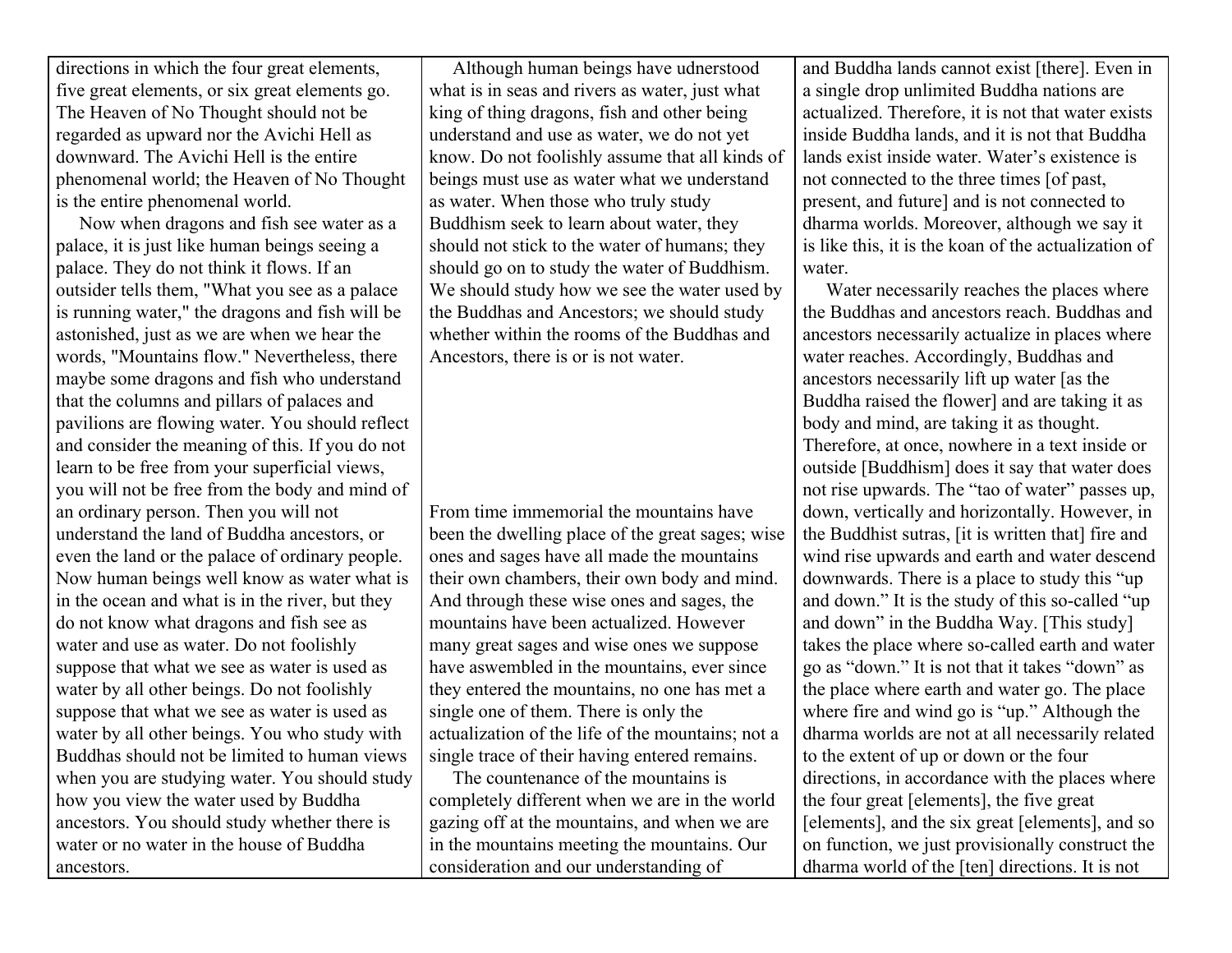directions in which the four great elements, five great elements, or six great elements go. The Heaven of No Thought should not be regarded as upward nor the Avichi Hell as downward. The Avichi Hell is the entire phenomenal world; the Heaven of No Thought is the entire phenomenal world.

Now when dragons and fish see water as a palace, it is just like human beings seeing a palace. They do not think it flows. If an outsider tells them, "What you see as a palace is running water," the dragons and fish will be astonished, just as we are when we hear the words, "Mountains flow." Nevertheless, there maybe some dragons and fish who understand that the columns and pillars of palaces and pavilions are flowing water. You should reflect and consider the meaning of this. If you do not learn to be free from your superficial views, you will not be free from the body and mind of an ordinary person. Then you will not understand the land of Buddha ancestors, or even the land or the palace of ordinary people. Now human beings well know as water what is in the ocean and what is in the river, but they do not know what dragons and fish see as water and use as water. Do not foolishly suppose that what we see as water is used as water by all other beings. Do not foolishly suppose that what we see as water is used as water by all other beings. You who study with Buddhas should not be limited to human views when you are studying water. You should study how you view the water used by Buddha ancestors. You should study whether there is water or no water in the house of Buddha ancestors.

Although human beings have udnerstood what is in seas and rivers as water, just what king of thing dragons, fish and other being understand and use as water, we do not yet know. Do not foolishly assume that all kinds of beings must use as water what we understand as water. When those who truly study Buddhism seek to learn about water, they should not stick to the water of humans; they should go on to study the water of Buddhism. We should study how we see the water used by the Buddhas and Ancestors; we should study whether within the rooms of the Buddhas and Ancestors, there is or is not water.

From time immemorial the mountains have been the dwelling place of the great sages; wise ones and sages have all made the mountains their own chambers, their own body and mind. And through these wise ones and sages, the mountains have been actualized. However many great sages and wise ones we suppose have aswembled in the mountains, ever since they entered the mountains, no one has met a single one of them. There is only the actualization of the life of the mountains; not a single trace of their having entered remains.

The countenance of the mountains is completely different when we are in the world gazing off at the mountains, and when we are in the mountains meeting the mountains. Our consideration and our understanding of

and Buddha lands cannot exist [there]. Even in a single drop unlimited Buddha nations are actualized. Therefore, it is not that water exists inside Buddha lands, and it is not that Buddha lands exist inside water. Water's existence is not connected to the three times [of past, present, and future] and is not connected to dharma worlds. Moreover, although we say it is like this, it is the koan of the actualization of water.

Water necessarily reaches the places where the Buddhas and ancestors reach. Buddhas and ancestors necessarily actualize in places where water reaches. Accordingly, Buddhas and ancestors necessarily lift up water [as the Buddha raised the flower] and are taking it as body and mind, are taking it as thought. Therefore, at once, nowhere in a text inside or outside [Buddhism] does it say that water does not rise upwards. The "tao of water" passes up, down, vertically and horizontally. However, in the Buddhist sutras, [it is written that] fire and wind rise upwards and earth and water descend downwards. There is a place to study this "up and down." It is the study of this so-called "up and down" in the Buddha Way. [This study] takes the place where so-called earth and water go as "down." It is not that it takes "down" as the place where earth and water go. The place where fire and wind go is "up." Although the dharma worlds are not at all necessarily related to the extent of up or down or the four directions, in accordance with the places where the four great [elements], the five great [elements], and the six great [elements], and so on function, we just provisionally construct the dharma world of the [ten] directions. It is not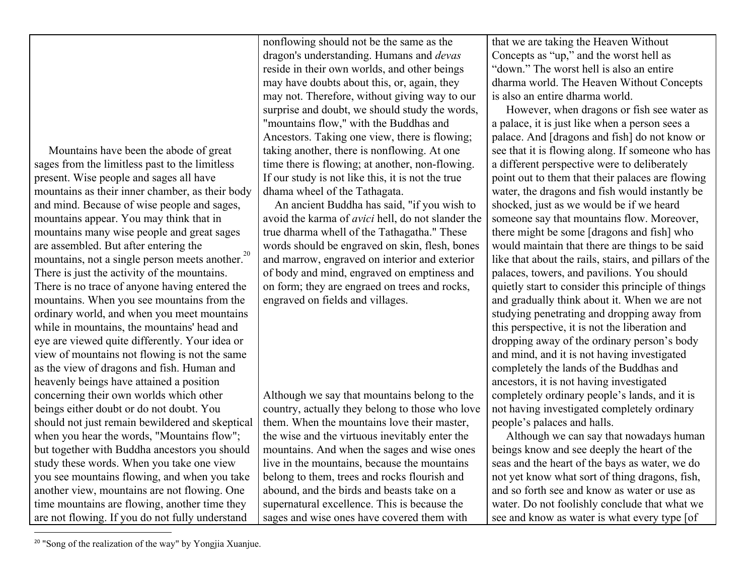Mountains have been the abode of great sages from the limitless past to the limitless present. Wise people and sages all have mountains as their inner chamber, as their body and mind. Because of wise people and sages, mountains appear. You may think that in mountains many wise people and great sages are assembled. But after entering the mountains, not a single person meets another.[20] There is just the activity of the mountains. There is no trace of anyone having entered the mountains. When you see mountains from the ordinary world, and when you meet mountains while in mountains, the mountains' head and eye are viewed quite differently. Your idea or view of mountains not flowing is not the same as the view of dragons and fish. Human and heavenly beings have attained a position concerning their own worlds which other beings either doubt or do not doubt. You should not just remain bewildered and skeptical when you hear the words, "Mountains flow"; but together with Buddha ancestors you should study these words. When you take one view you see mountains flowing, and when you take another view, mountains are not flowing. One time mountains are flowing, another time they are not flowing. If you do not fully understand

nonflowing should not be the same as the dragon's understanding. Humans and *devas* reside in their own worlds, and other beings may have doubts about this, or, again, they may not. Therefore, without giving way to our surprise and doubt, we should study the words, "mountains flow," with the Buddhas and Ancestors. Taking one view, there is flowing; taking another, there is nonflowing. At one time there is flowing; at another, non-flowing. If our study is not like this, it is not the true dhama wheel of the Tathagata.

An ancient Buddha has said, "if you wish to avoid the karma of *avici* hell, do not slander the true dharma whell of the Tathagatha." These words should be engraved on skin, flesh, bones and marrow, engraved on interior and exterior of body and mind, engraved on emptiness and on form; they are engraed on trees and rocks, engraved on fields and villages.

Although we say that mountains belong to the country, actually they belong to those who love them. When the mountains love their master, the wise and the virtuous inevitably enter the mountains. And when the sages and wise ones live in the mountains, because the mountains belong to them, trees and rocks flourish and abound, and the birds and beasts take on a supernatural excellence. This is because the sages and wise ones have covered them with

that we are taking the Heaven Without Concepts as "up," and the worst hell as "down." The worst hell is also an entire dharma world. The Heaven Without Concepts is also an entire dharma world.

However, when dragons or fish see water as a palace, it is just like when a person sees a palace. And [dragons and fish] do not know or see that it is flowing along. If someone who has a different perspective were to deliberately point out to them that their palaces are flowing water, the dragons and fish would instantly be shocked, just as we would be if we heard someone say that mountains flow. Moreover, there might be some [dragons and fish] who would maintain that there are things to be said like that about the rails, stairs, and pillars of the palaces, towers, and pavilions. You should quietly start to consider this principle of things and gradually think about it. When we are not studying penetrating and dropping away from this perspective, it is not the liberation and dropping away of the ordinary person's body and mind, and it is not having investigated completely the lands of the Buddhas and ancestors, it is not having investigated completely ordinary people's lands, and it is not having investigated completely ordinary people's palaces and halls.

Although we can say that nowadays human beings know and see deeply the heart of the seas and the heart of the bays as water, we do not yet know what sort of thing dragons, fish, and so forth see and know as water or use as water. Do not foolishly conclude that what we see and know as water is what every type [of

[20] "Song of the realization of the way" by Yongjia Xuanjue.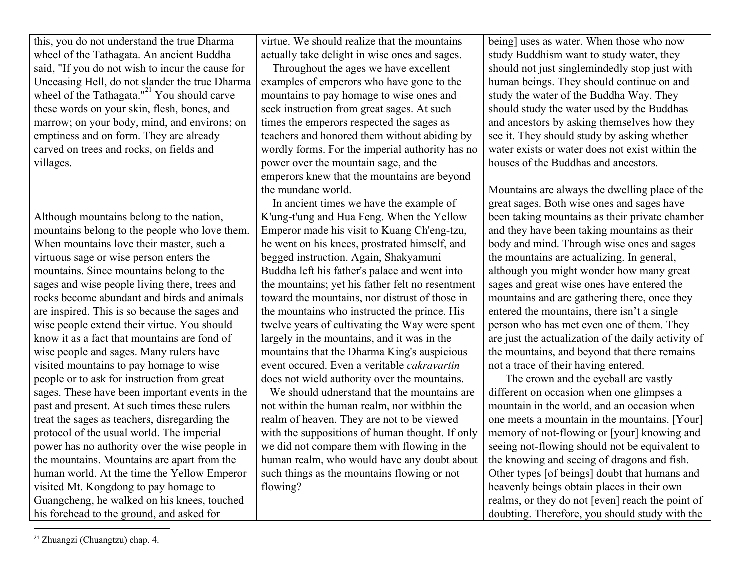| | | |
|---|---|---|
| this, you do not understand the true Dharma wheel of the Tathagata. An ancient Buddha said, "If you do not wish to incur the cause for Unceasing Hell, do not slander the true Dharma wheel of the Tathagata."[21] You should carve these words on your skin, flesh, bones, and marrow; on your body, mind, and environs; on emptiness and on form. They are already carved on trees and rocks, on fields and villages. | virtue. We should realize that the mountains actually take delight in wise ones and sages. | being] uses as water. When those who now study Buddhism want to study water, they should not just singlemindedly stop just with human beings. They should continue on and study the water of the Buddha Way. They should study the water used by the Buddhas and ancestors by asking themselves how they see it. They should study by asking whether water exists or water does not exist within the houses of the Buddhas and ancestors. |
| Although mountains belong to the nation, mountains belong to the people who love them. When mountains love their master, such a virtuous sage or wise person enters the mountains. Since mountains belong to the sages and wise people living there, trees and rocks become abundant and birds and animals are inspired. This is so because the sages and wise people extend their virtue. You should know it as a fact that mountains are fond of wise people and sages. Many rulers have visited mountains to pay homage to wise people or to ask for instruction from great sages. These have been important events in the past and present. At such times these rulers treat the sages as teachers, disregarding the protocol of the usual world. The imperial power has no authority over the wise people in the mountains. Mountains are apart from the human world. At the time the Yellow Emperor visited Mt. Kongdong to pay homage to Guangcheng, he walked on his knees, touched his forehead to the ground, and asked for | Throughout the ages we have excellent examples of emperors who have gone to the mountains to pay homage to wise ones and seek instruction from great sages. At such times the emperors respected the sages as teachers and honored them without abiding by wordly forms. For the imperial authority has no power over the mountain sage, and the emperors knew that the mountains are beyond the mundane world.<br>In ancient times we have the example of K'ung-t'ung and Hua Feng. When the Yellow Emperor made his visit to Kuang Ch'eng-tzu, he went on his knees, prostrated himself, and begged instruction. Again, Shakyamuni Buddha left his father's palace and went into the mountains; yet his father felt no resentment toward the mountains, nor distrust of those in the mountains who instructed the prince. His twelve years of cultivating the Way were spent largely in the mountains, and it was in the mountains that the Dharma King's auspicious event occured. Even a veritable *cakravartin* does not wield authority over the mountains.<br>We should udnerstand that the mountains are not within the human realm, nor witbhin the realm of heaven. They are not to be viewed with the suppositions of human thought. If only we did not compare them with flowing in the human realm, who would have any doubt about such things as the mountains flowing or not flowing? | Mountains are always the dwelling place of the great sages. Both wise ones and sages have been taking mountains as their private chamber and they have been taking mountains as their body and mind. Through wise ones and sages the mountains are actualizing. In general, although you might wonder how many great sages and great wise ones have entered the mountains and are gathering there, once they entered the mountains, there isn't a single person who has met even one of them. They are just the actualization of the daily activity of the mountains, and beyond that there remains not a trace of their having entered.<br>The crown and the eyeball are vastly different on occasion when one glimpses a mountain in the world, and an occasion when one meets a mountain in the mountains. [Your] memory of not-flowing or [your] knowing and seeing not-flowing should not be equivalent to the knowing and seeing of dragons and fish. Other types [of beings] doubt that humans and heavenly beings obtain places in their own realms, or they do not [even] reach the point of doubting. Therefore, you should study with the |

[21] Zhuangzi (Chuangtzu) chap. 4.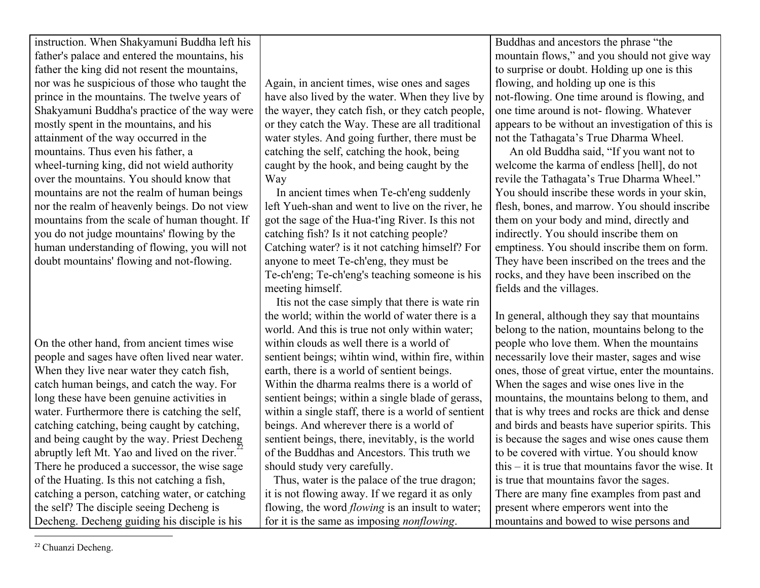| | | |
|---|---|---|
| instruction. When Shakyamuni Buddha left his father's palace and entered the mountains, his father the king did not resent the mountains, nor was he suspicious of those who taught the prince in the mountains. The twelve years of Shakyamuni Buddha's practice of the way were mostly spent in the mountains, and his attainment of the way occurred in the mountains. Thus even his father, a wheel-turning king, did not wield authority over the mountains. You should know that mountains are not the realm of human beings nor the realm of heavenly beings. Do not view mountains from the scale of human thought. If you do not judge mountains' flowing by the human understanding of flowing, you will not doubt mountains' flowing and not-flowing. | | Buddhas and ancestors the phrase "the mountain flows," and you should not give way to surprise or doubt. Holding up one is this flowing, and holding up one is this not-flowing. One time around is flowing, and one time around is not- flowing. Whatever appears to be without an investigation of this is not the Tathagata's True Dharma Wheel. An old Buddha said, "If you want not to welcome the karma of endless [hell], do not revile the Tathagata's True Dharma Wheel." You should inscribe these words in your skin, flesh, bones, and marrow. You should inscribe them on your body and mind, directly and indirectly. You should inscribe them on emptiness. You should inscribe them on form. They have been inscribed on the trees and the rocks, and they have been inscribed on the fields and the villages. |
| On the other hand, from ancient times wise people and sages have often lived near water. When they live near water they catch fish, catch human beings, and catch the way. For long these have been genuine activities in water. Furthermore there is catching the self, catching catching, being caught by catching, and being caught by the way. Priest Decheng abruptly left Mt. Yao and lived on the river.[22] There he produced a successor, the wise sage of the Huating. Is this not catching a fish, catching a person, catching water, or catching the self? The disciple seeing Decheng is Decheng. Decheng guiding his disciple is his | Again, in ancient times, wise ones and sages have also lived by the water. When they live by the wayer, they catch fish, or they catch people, or they catch the Way. These are all traditional water styles. And going further, there must be catching the self, catching the hook, being caught by the hook, and being caught by the Way In ancient times when Te-ch'eng suddenly left Yueh-shan and went to live on the river, he got the sage of the Hua-t'ing River. Is this not catching fish? Is it not catching people? Catching water? is it not catching himself? For anyone to meet Te-ch'eng, they must be Te-ch'eng; Te-ch'eng's teaching someone is his meeting himself. Itis not the case simply that there is wate rin the world; within the world of water there is a world. And this is true not only within water; within clouds as well there is a world of sentient beings; wihtin wind, within fire, within earth, there is a world of sentient beings. Within the dharma realms there is a world of sentient beings; within a single blade of gerass, within a single staff, there is a world of sentient beings. And wherever there is a world of sentient beings, there, inevitably, is the world of the Buddhas and Ancestors. This truth we should study very carefully. Thus, water is the palace of the true dragon; it is not flowing away. If we regard it as only flowing, the word *flowing* is an insult to water; for it is the same as imposing *nonflowing*. | In general, although they say that mountains belong to the nation, mountains belong to the people who love them. When the mountains necessarily love their master, sages and wise ones, those of great virtue, enter the mountains. When the sages and wise ones live in the mountains, the mountains belong to them, and that is why trees and rocks are thick and dense and birds and beasts have superior spirits. This is because the sages and wise ones cause them to be covered with virtue. You should know this – it is true that mountains favor the wise. It is true that mountains favor the sages. There are many fine examples from past and present where emperors went into the mountains and bowed to wise persons and |

[22] Chuanzi Decheng.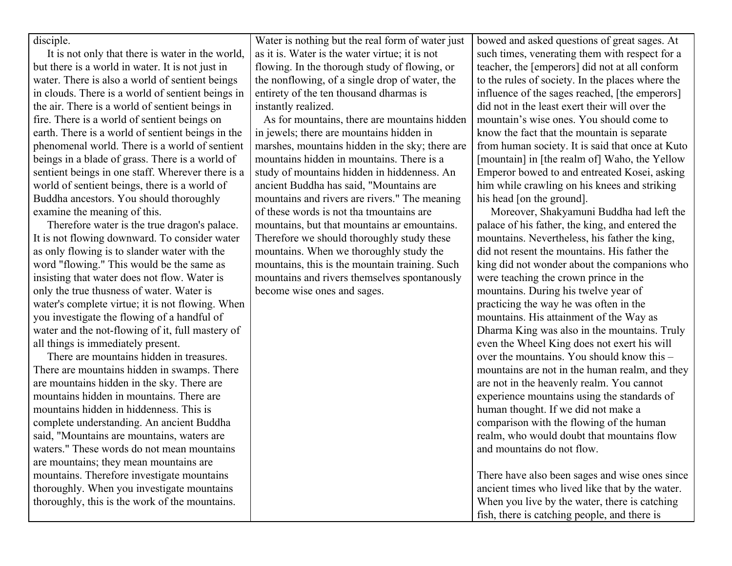disciple.

It is not only that there is water in the world, but there is a world in water. It is not just in water. There is also a world of sentient beings in clouds. There is a world of sentient beings in the air. There is a world of sentient beings in fire. There is a world of sentient beings on earth. There is a world of sentient beings in the phenomenal world. There is a world of sentient beings in a blade of grass. There is a world of sentient beings in one staff. Wherever there is a world of sentient beings, there is a world of Buddha ancestors. You should thoroughly examine the meaning of this.

Therefore water is the true dragon's palace. It is not flowing downward. To consider water as only flowing is to slander water with the word "flowing." This would be the same as insisting that water does not flow. Water is only the true thusness of water. Water is water's complete virtue; it is not flowing. When you investigate the flowing of a handful of water and the not-flowing of it, full mastery of all things is immediately present.

There are mountains hidden in treasures. There are mountains hidden in swamps. There are mountains hidden in the sky. There are mountains hidden in mountains. There are mountains hidden in hiddenness. This is complete understanding. An ancient Buddha said, "Mountains are mountains, waters are waters." These words do not mean mountains are mountains; they mean mountains are mountains. Therefore investigate mountains thoroughly. When you investigate mountains thoroughly, this is the work of the mountains.

Water is nothing but the real form of water just as it is. Water is the water virtue; it is not flowing. In the thorough study of flowing, or the nonflowing, of a single drop of water, the entirety of the ten thousand dharmas is instantly realized.

As for mountains, there are mountains hidden in jewels; there are mountains hidden in marshes, mountains hidden in the sky; there are mountains hidden in mountains. There is a study of mountains hidden in hiddenness. An ancient Buddha has said, "Mountains are mountains and rivers are rivers." The meaning of these words is not tha tmountains are mountains, but that mountains ar emountains. Therefore we should thoroughly study these mountains. When we thoroughly study the mountains, this is the mountain training. Such mountains and rivers themselves spontanously become wise ones and sages.

bowed and asked questions of great sages. At such times, venerating them with respect for a teacher, the [emperors] did not at all conform to the rules of society. In the places where the influence of the sages reached, [the emperors] did not in the least exert their will over the mountain's wise ones. You should come to know the fact that the mountain is separate from human society. It is said that once at Kuto [mountain] in [the realm of] Waho, the Yellow Emperor bowed to and entreated Kosei, asking him while crawling on his knees and striking his head [on the ground].

Moreover, Shakyamuni Buddha had left the palace of his father, the king, and entered the mountains. Nevertheless, his father the king, did not resent the mountains. His father the king did not wonder about the companions who were teaching the crown prince in the mountains. During his twelve year of practicing the way he was often in the mountains. His attainment of the Way as Dharma King was also in the mountains. Truly even the Wheel King does not exert his will over the mountains. You should know this – mountains are not in the human realm, and they are not in the heavenly realm. You cannot experience mountains using the standards of human thought. If we did not make a comparison with the flowing of the human realm, who would doubt that mountains flow and mountains do not flow.

There have also been sages and wise ones since ancient times who lived like that by the water. When you live by the water, there is catching fish, there is catching people, and there is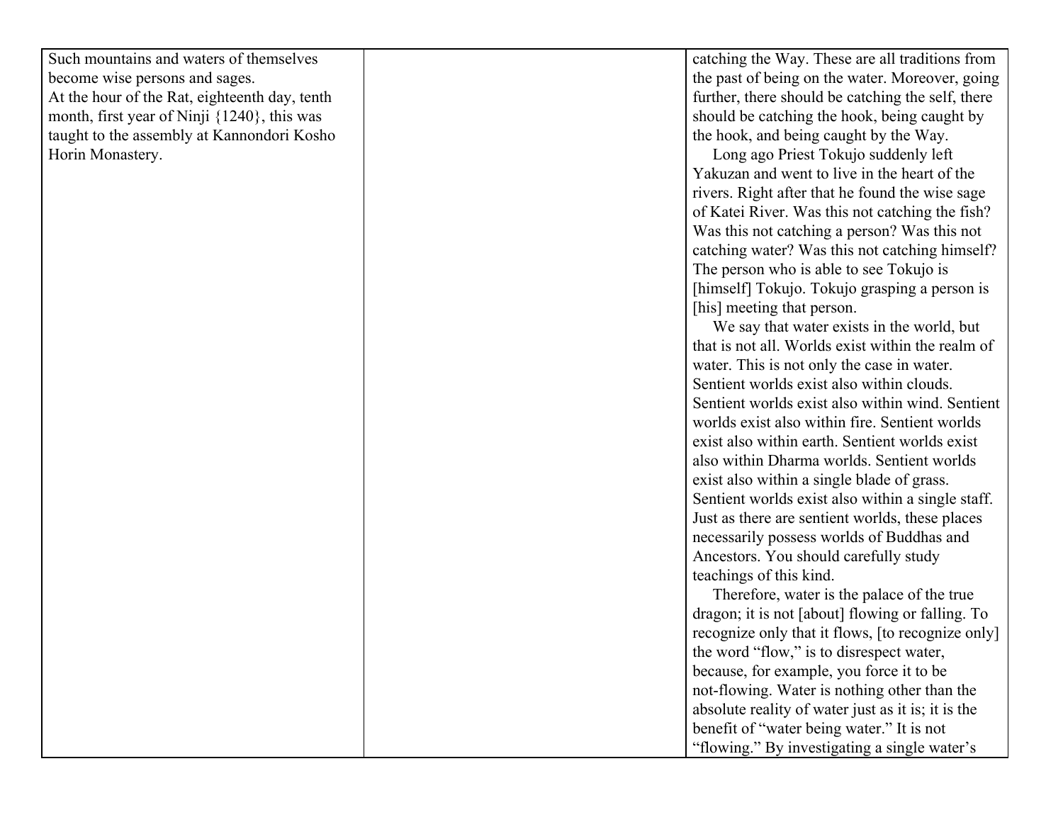Such mountains and waters of themselves become wise persons and sages.

At the hour of the Rat, eighteenth day, tenth month, first year of Ninji {1240}, this was taught to the assembly at Kannondori Kosho Horin Monastery.

catching the Way. These are all traditions from the past of being on the water. Moreover, going further, there should be catching the self, there should be catching the hook, being caught by the hook, and being caught by the Way.

Long ago Priest Tokujo suddenly left Yakuzan and went to live in the heart of the rivers. Right after that he found the wise sage of Katei River. Was this not catching the fish? Was this not catching a person? Was this not catching water? Was this not catching himself? The person who is able to see Tokujo is [himself] Tokujo. Tokujo grasping a person is [his] meeting that person.

We say that water exists in the world, but that is not all. Worlds exist within the realm of water. This is not only the case in water. Sentient worlds exist also within clouds. Sentient worlds exist also within wind. Sentient worlds exist also within fire. Sentient worlds exist also within earth. Sentient worlds exist also within Dharma worlds. Sentient worlds exist also within a single blade of grass. Sentient worlds exist also within a single staff. Just as there are sentient worlds, these places necessarily possess worlds of Buddhas and Ancestors. You should carefully study teachings of this kind.

Therefore, water is the palace of the true dragon; it is not [about] flowing or falling. To recognize only that it flows, [to recognize only] the word "flow," is to disrespect water, because, for example, you force it to be not-flowing. Water is nothing other than the absolute reality of water just as it is; it is the benefit of "water being water." It is not "flowing." By investigating a single water's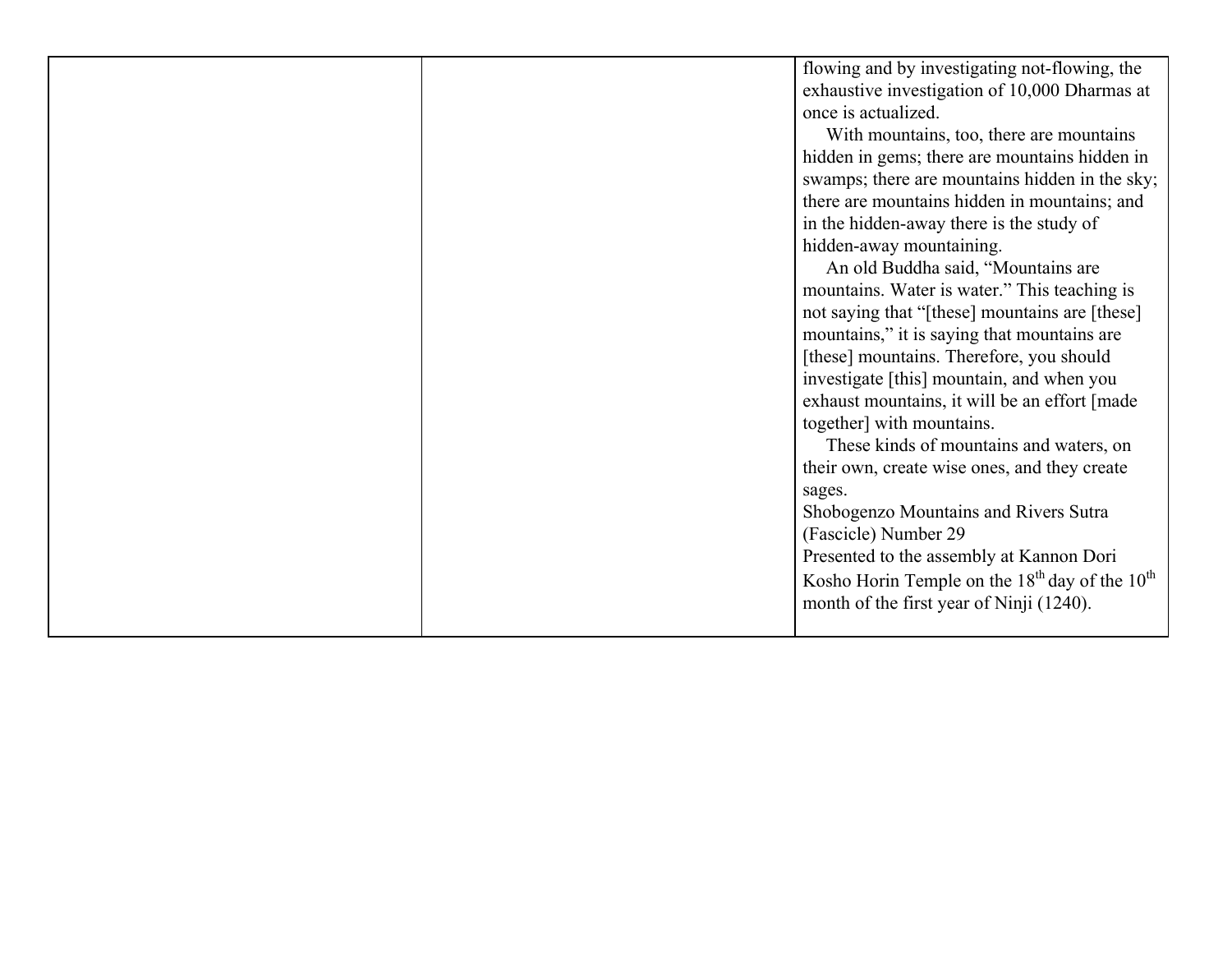flowing and by investigating not-flowing, the exhaustive investigation of 10,000 Dharmas at once is actualized.

With mountains, too, there are mountains hidden in gems; there are mountains hidden in swamps; there are mountains hidden in the sky; there are mountains hidden in mountains; and in the hidden-away there is the study of hidden-away mountaining.

An old Buddha said, "Mountains are mountains. Water is water." This teaching is not saying that "[these] mountains are [these] mountains," it is saying that mountains are [these] mountains. Therefore, you should investigate [this] mountain, and when you exhaust mountains, it will be an effort [made together] with mountains.

These kinds of mountains and waters, on their own, create wise ones, and they create sages.

Shobogenzo Mountains and Rivers Sutra (Fascicle) Number 29

Presented to the assembly at Kannon Dori Kosho Horin Temple on the 18th day of the 10th month of the first year of Ninji (1240).